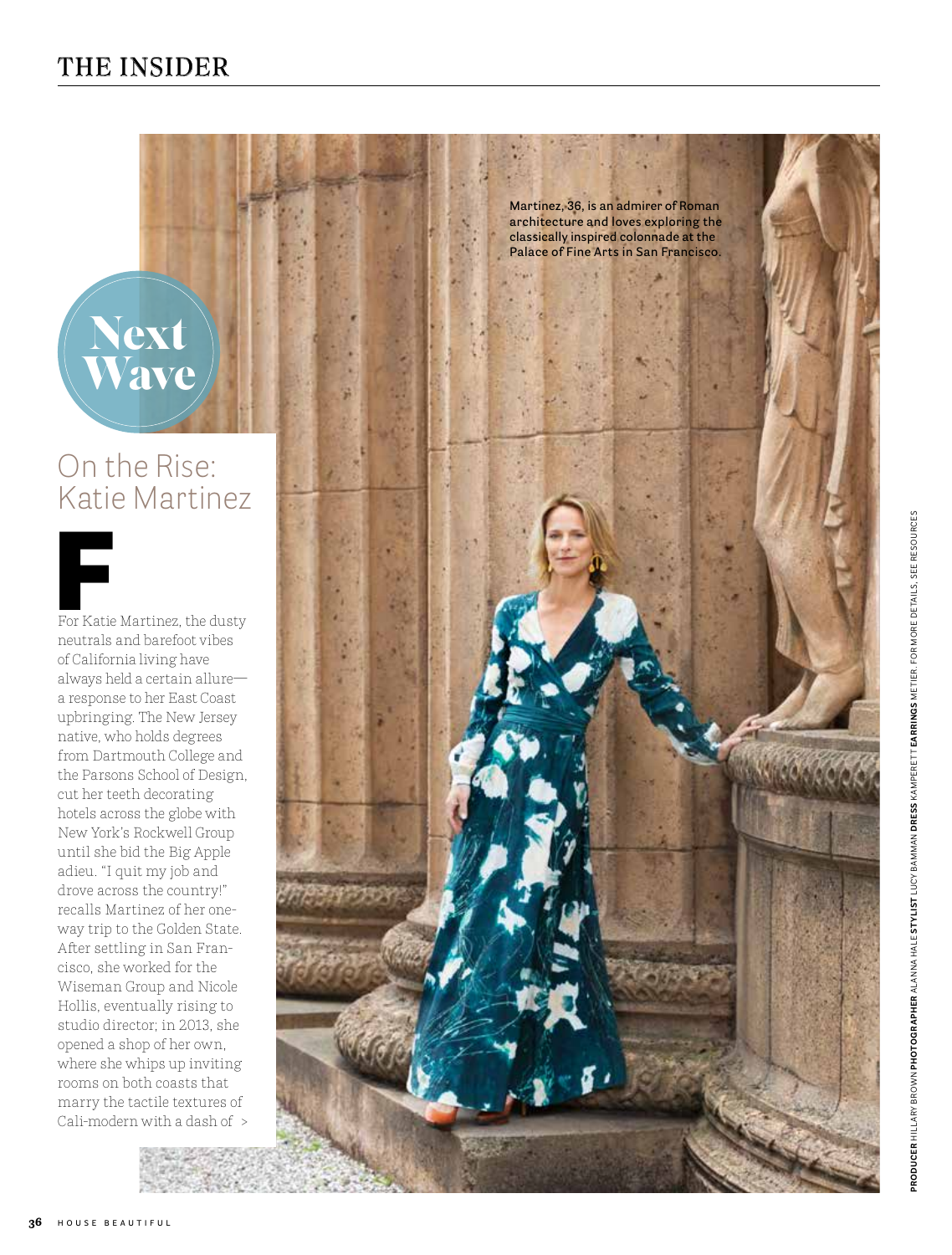# THE INSIDER

## Next Wave

## On the Rise: Katie Martinez

For Katie Martinez, the dusty neutrals and barefoot vibes of California living have always held a certain allure—a response to her East Coast upbringing. The New Jersey native, who holds degrees from Dartmouth College and the Parsons School of Design, cut her teeth decorating hotels across the globe with New York's Rockwell Group until she bid the Big Apple adieu. "I quit my job and drove across the country!" recalls Martinez of her one-way trip to the Golden State. After settling in San Francisco, she worked for the Wiseman Group and Nicole Hollis, eventually rising to studio director; in 2013, she opened a shop of her own, where she whips up inviting rooms on both coasts that marry the tactile textures of Cali-modern with a dash of >

Martinez, 36, is an admirer of Roman architecture and loves exploring the classically inspired colonnade at the Palace of Fine Arts in San Francisco.

**PRODUCER** HILLARY BROWN **PHOTOGRAPHER** ALANNA HALE **STYLIST** LUCY BAMMAN **DRESS** KAMPERETT **EARRINGS** METIER. FOR MORE DETAILS, SEE RESOURCES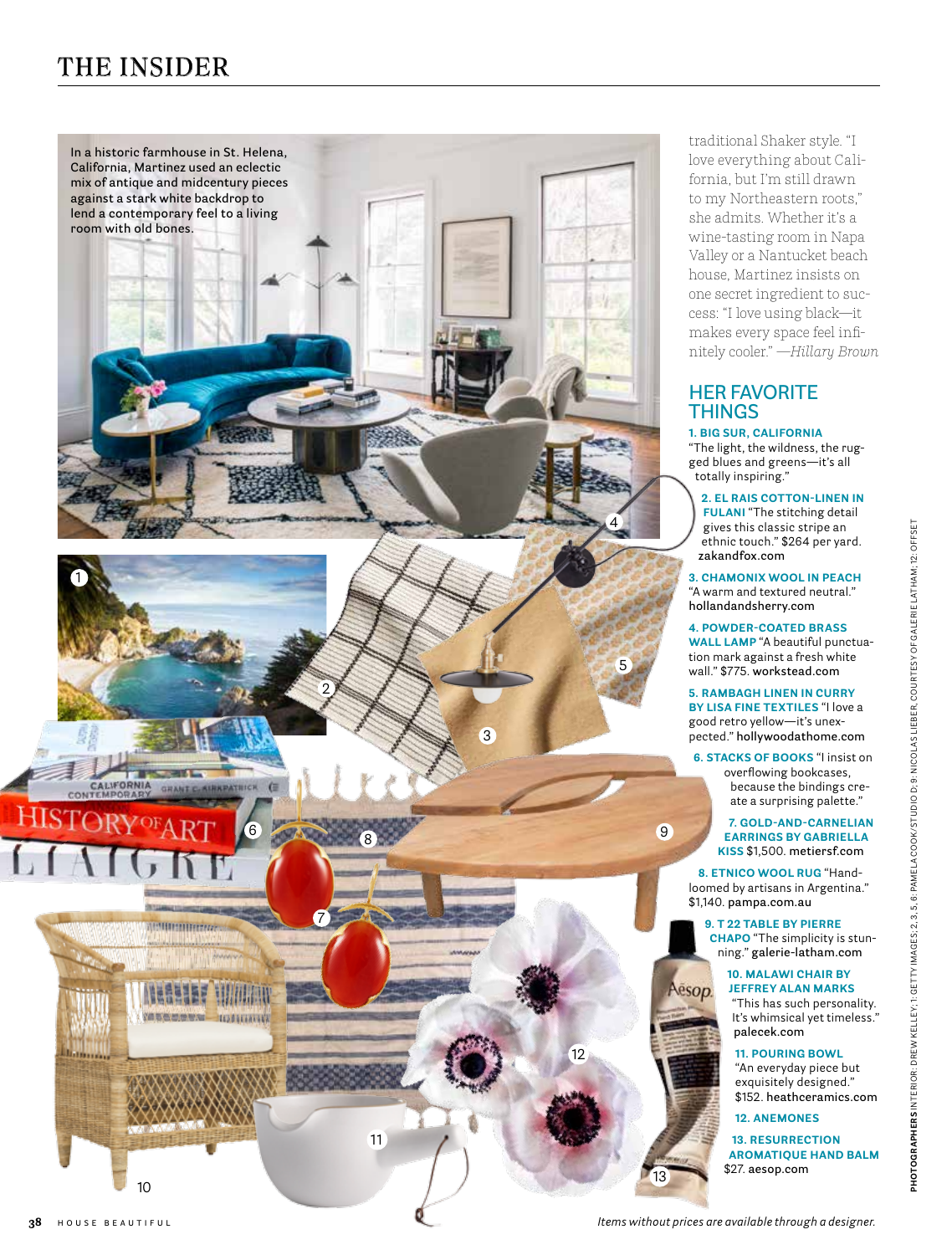## THE INSIDER

In a historic farmhouse in St. Helena, California, Martinez used an eclectic mix of antique and midcentury pieces against a stark white backdrop to lend a contemporary feel to a living room with old bones.

traditional Shaker style. "I love everything about California, but I'm still drawn to my Northeastern roots," she admits. Whether it's a wine-tasting room in Napa Valley or a Nantucket beach house, Martinez insists on one secret ingredient to success: "I love using black—it makes every space feel infinitely cooler." *—Hillary Brown*

### HER FAVORITE THINGS

**1. BIG SUR, CALIFORNIA** "The light, the wildness, the rugged blues and greens—it's all totally inspiring."

**2. EL RAIS COTTON-LINEN IN FULANI** "The stitching detail gives this classic stripe an ethnic touch." $264 per yard. zakandfox.com

**3. CHAMONIX WOOL IN PEACH** "A warm and textured neutral." hollandandsherry.com

**4. POWDER-COATED BRASS WALL LAMP** "A beautiful punctuation mark against a fresh white wall." $775. workstead.com

**5. RAMBAGH LINEN IN CURRY BY LISA FINE TEXTILES** "I love a good retro yellow—it's unexpected." hollywoodathome.com

**6. STACKS OF BOOKS** "I insist on overflowing bookcases, because the bindings create a surprising palette."

**7. GOLD-AND-CARNELIAN EARRINGS BY GABRIELLA KISS** $1,500. metiersf.com

**8. ETNICO WOOL RUG** "Hand-loomed by artisans in Argentina." $1,140. pampa.com.au

**9. T 22 TABLE BY PIERRE CHAPO** "The simplicity is stunning." galerie-latham.com

**10. MALAWI CHAIR BY JEFFREY ALAN MARKS** "This has such personality. It's whimsical yet timeless." palecek.com

**11. POURING BOWL** "An everyday piece but exquisitely designed." $152. heathceramics.com

**12. ANEMONES**

**13. RESURRECTION AROMATIQUE HAND BALM** $27. aesop.com

*Items without prices are available through a designer.*

**PHOTOGRAPHERS** INTERIOR: DREW KELLEY; 1: GETTY IMAGES; 2, 3, 5, 6: PAMELA COOK/STUDIO D; 9: NICOLAS LIEBER, COURTESY OF GALERIE LATHAM; 12: OFFSET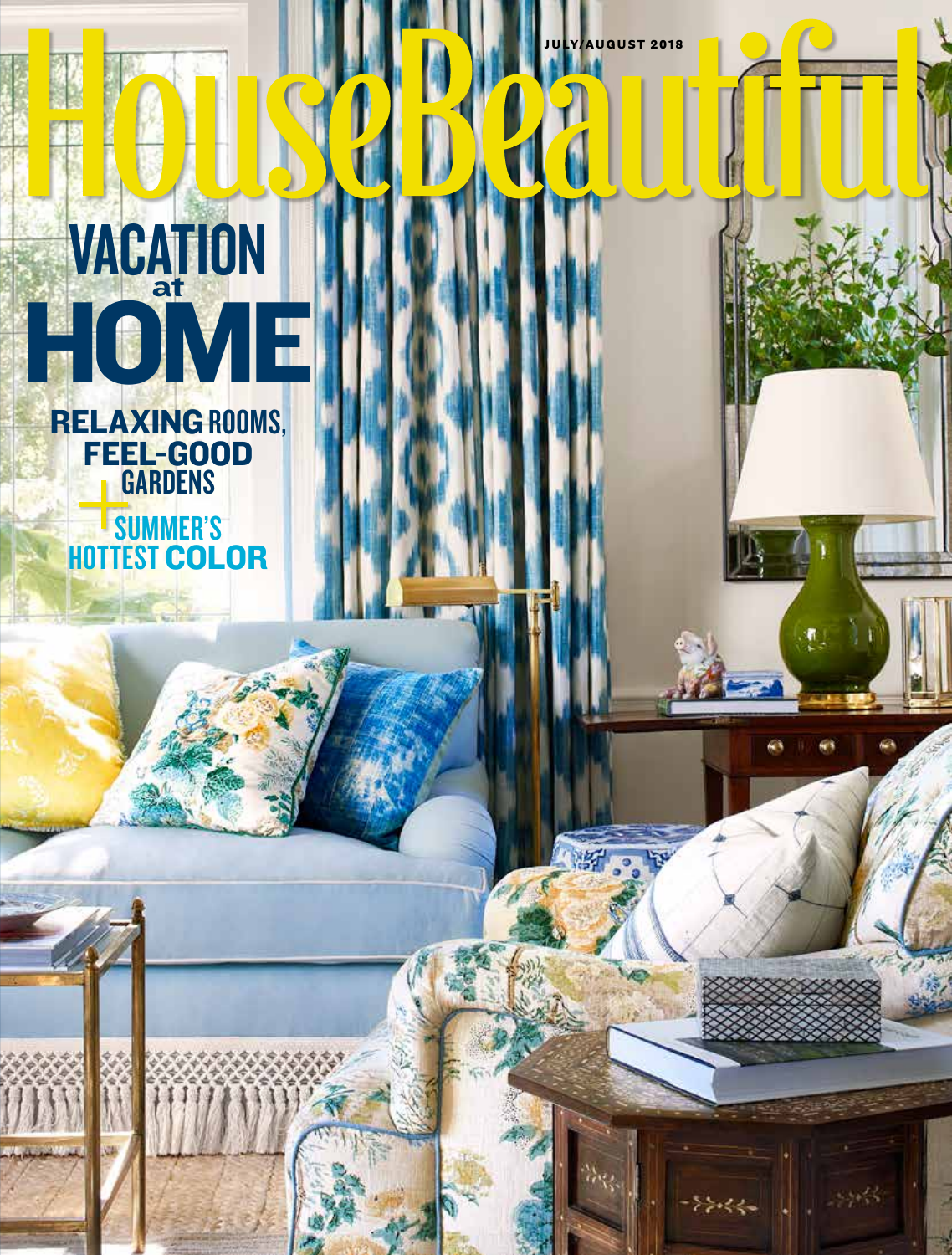# House Beautiful

JULY/AUGUST 2018

## VACATION at HOME

**RELAXING** ROOMS, **FEEL-GOOD** GARDENS

+ SUMMER'S HOTTEST **COLOR**